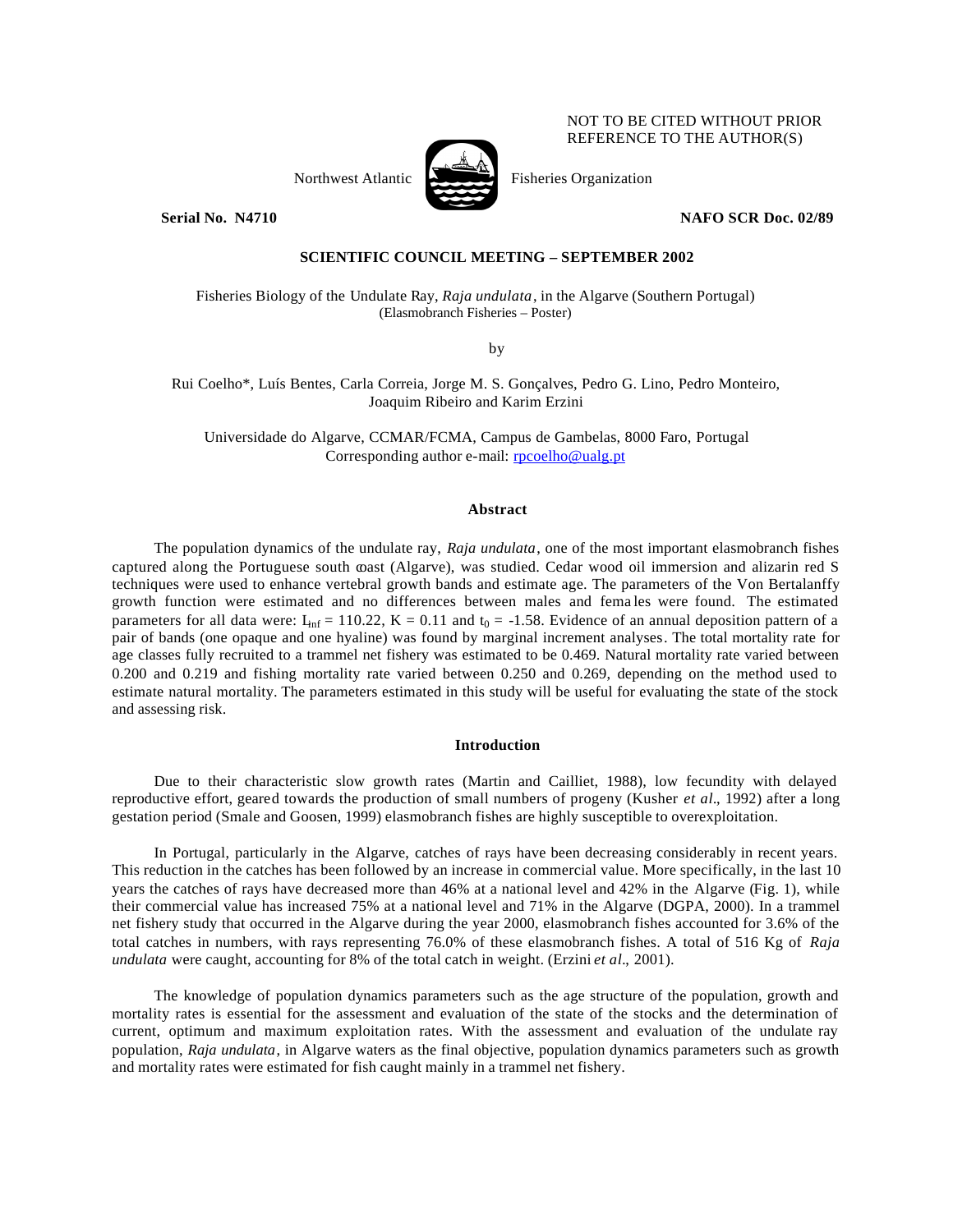NOT TO BE CITED WITHOUT PRIOR REFERENCE TO THE AUTHOR(S)

Northwest Atlantic Fisheries Organization

**Serial No. N4710** **NAFO SCR Doc. 02/89**

**SCIENTIFIC COUNCIL MEETING – SEPTEMBER 2002**

Fisheries Biology of the Undulate Ray, *Raja undulata*, in the Algarve (Southern Portugal)
(Elasmobranch Fisheries – Poster)

by

Rui Coelho*, Luís Bentes, Carla Correia, Jorge M. S. Gonçalves, Pedro G. Lino, Pedro Monteiro, Joaquim Ribeiro and Karim Erzini

Universidade do Algarve, CCMAR/FCMA, Campus de Gambelas, 8000 Faro, Portugal
Corresponding author e-mail: rpcoelho@ualg.pt

## Abstract

The population dynamics of the undulate ray, *Raja undulata*, one of the most important elasmobranch fishes captured along the Portuguese south coast (Algarve), was studied. Cedar wood oil immersion and alizarin red S techniques were used to enhance vertebral growth bands and estimate age. The parameters of the Von Bertalanffy growth function were estimated and no differences between males and females were found. The estimated parameters for all data were: $L_{inf} = 110.22$, $K = 0.11$ and $t_0 = -1.58$. Evidence of an annual deposition pattern of a pair of bands (one opaque and one hyaline) was found by marginal increment analyses. The total mortality rate for age classes fully recruited to a trammel net fishery was estimated to be 0.469. Natural mortality rate varied between 0.200 and 0.219 and fishing mortality rate varied between 0.250 and 0.269, depending on the method used to estimate natural mortality. The parameters estimated in this study will be useful for evaluating the state of the stock and assessing risk.

## Introduction

Due to their characteristic slow growth rates (Martin and Cailliet, 1988), low fecundity with delayed reproductive effort, geared towards the production of small numbers of progeny (Kusher *et al*., 1992) after a long gestation period (Smale and Goosen, 1999) elasmobranch fishes are highly susceptible to overexploitation.

In Portugal, particularly in the Algarve, catches of rays have been decreasing considerably in recent years. This reduction in the catches has been followed by an increase in commercial value. More specifically, in the last 10 years the catches of rays have decreased more than 46% at a national level and 42% in the Algarve (Fig. 1), while their commercial value has increased 75% at a national level and 71% in the Algarve (DGPA, 2000). In a trammel net fishery study that occurred in the Algarve during the year 2000, elasmobranch fishes accounted for 3.6% of the total catches in numbers, with rays representing 76.0% of these elasmobranch fishes. A total of 516 Kg of *Raja undulata* were caught, accounting for 8% of the total catch in weight. (Erzini *et al*., 2001).

The knowledge of population dynamics parameters such as the age structure of the population, growth and mortality rates is essential for the assessment and evaluation of the state of the stocks and the determination of current, optimum and maximum exploitation rates. With the assessment and evaluation of the undulate ray population, *Raja undulata*, in Algarve waters as the final objective, population dynamics parameters such as growth and mortality rates were estimated for fish caught mainly in a trammel net fishery.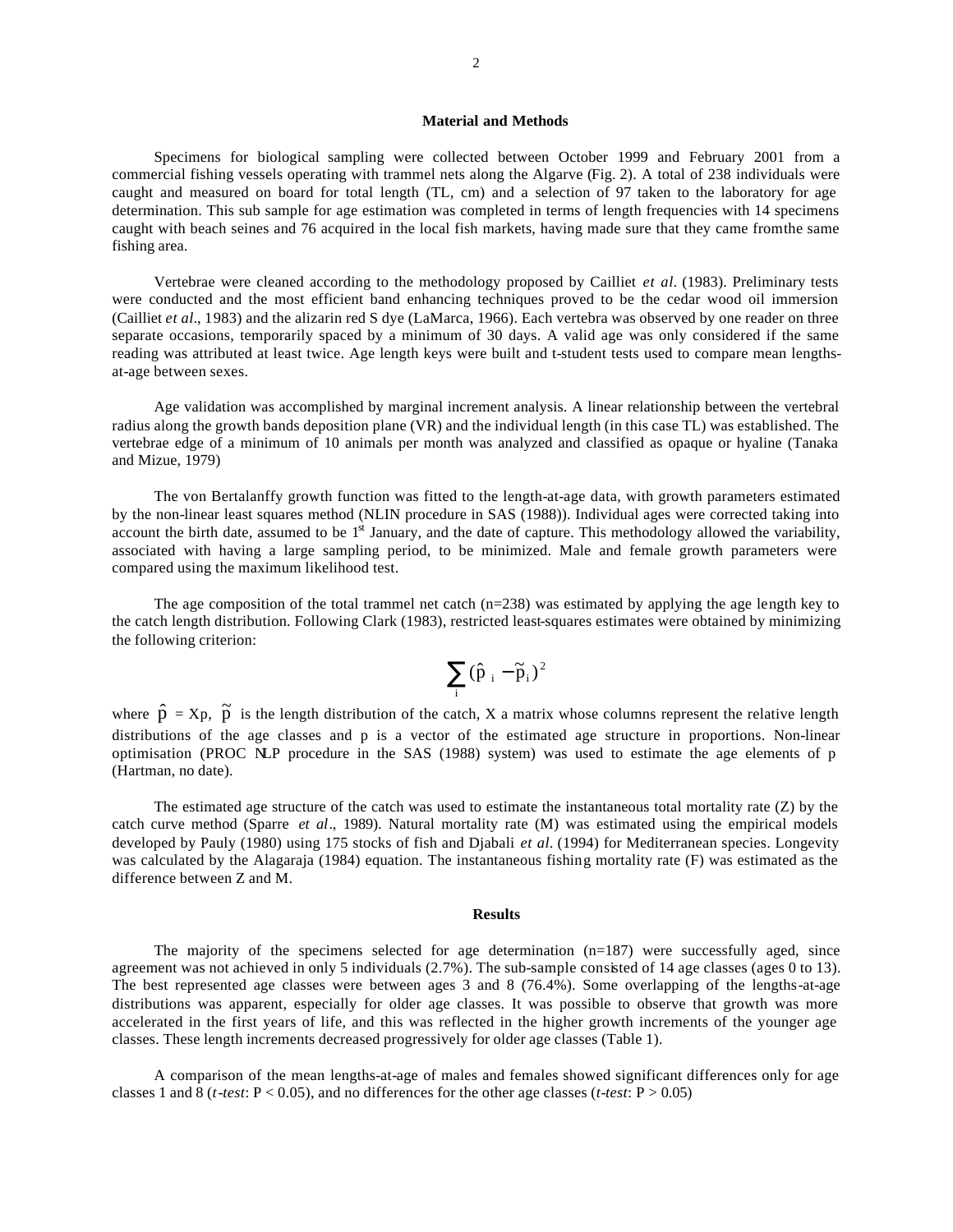## Material and Methods

Specimens for biological sampling were collected between October 1999 and February 2001 from a commercial fishing vessels operating with trammel nets along the Algarve (Fig. 2). A total of 238 individuals were caught and measured on board for total length (TL, cm) and a selection of 97 taken to the laboratory for age determination. This sub sample for age estimation was completed in terms of length frequencies with 14 specimens caught with beach seines and 76 acquired in the local fish markets, having made sure that they came from the same fishing area.

Vertebrae were cleaned according to the methodology proposed by Cailliet *et al*. (1983). Preliminary tests were conducted and the most efficient band enhancing techniques proved to be the cedar wood oil immersion (Cailliet *et al*., 1983) and the alizarin red S dye (LaMarca, 1966). Each vertebra was observed by one reader on three separate occasions, temporarily spaced by a minimum of 30 days. A valid age was only considered if the same reading was attributed at least twice. Age length keys were built and t-student tests used to compare mean lengths-at-age between sexes.

Age validation was accomplished by marginal increment analysis. A linear relationship between the vertebral radius along the growth bands deposition plane (VR) and the individual length (in this case TL) was established. The vertebrae edge of a minimum of 10 animals per month was analyzed and classified as opaque or hyaline (Tanaka and Mizue, 1979)

The von Bertalanffy growth function was fitted to the length-at-age data, with growth parameters estimated by the non-linear least squares method (NLIN procedure in SAS (1988)). Individual ages were corrected taking into account the birth date, assumed to be 1st January, and the date of capture. This methodology allowed the variability, associated with having a large sampling period, to be minimized. Male and female growth parameters were compared using the maximum likelihood test.

The age composition of the total trammel net catch (n=238) was estimated by applying the age length key to the catch length distribution. Following Clark (1983), restricted least-squares estimates were obtained by minimizing the following criterion:

$$\sum_{i} (\hat{p}_i - \tilde{p}_i)^2$$

where $\hat{p}$ = Xp, $\tilde{p}$ is the length distribution of the catch, X a matrix whose columns represent the relative length distributions of the age classes and p is a vector of the estimated age structure in proportions. Non-linear optimisation (PROC NLP procedure in the SAS (1988) system) was used to estimate the age elements of p (Hartman, no date).

The estimated age structure of the catch was used to estimate the instantaneous total mortality rate (Z) by the catch curve method (Sparre *et al*., 1989). Natural mortality rate (M) was estimated using the empirical models developed by Pauly (1980) using 175 stocks of fish and Djabali *et al*. (1994) for Mediterranean species. Longevity was calculated by the Alagaraja (1984) equation. The instantaneous fishing mortality rate (F) was estimated as the difference between Z and M.

## Results

The majority of the specimens selected for age determination (n=187) were successfully aged, since agreement was not achieved in only 5 individuals (2.7%). The sub-sample consisted of 14 age classes (ages 0 to 13). The best represented age classes were between ages 3 and 8 (76.4%). Some overlapping of the lengths-at-age distributions was apparent, especially for older age classes. It was possible to observe that growth was more accelerated in the first years of life, and this was reflected in the higher growth increments of the younger age classes. These length increments decreased progressively for older age classes (Table 1).

A comparison of the mean lengths-at-age of males and females showed significant differences only for age classes 1 and 8 (*t-test*: $P < 0.05$), and no differences for the other age classes (*t-test*: $P > 0.05$)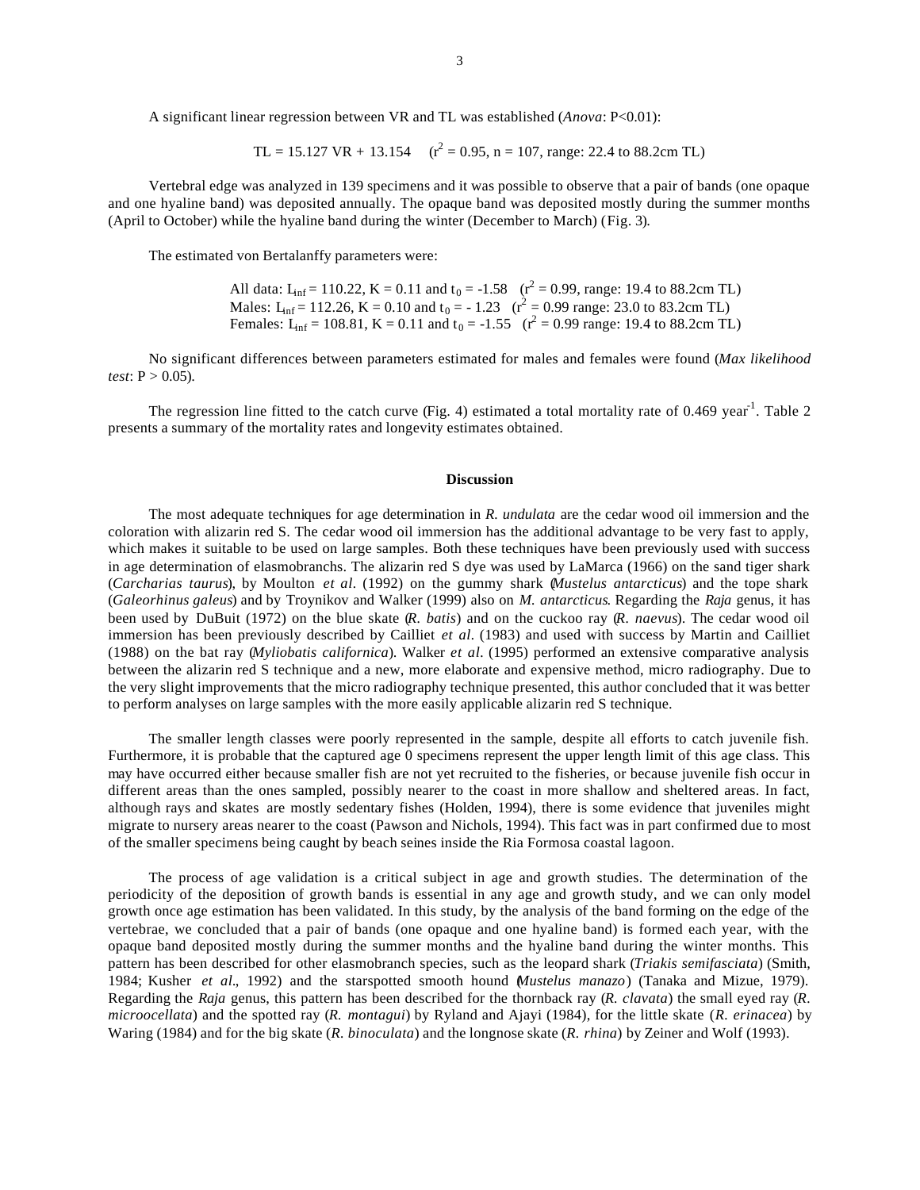A significant linear regression between VR and TL was established (*Anova*: $P<0.01$):

$$TL = 15.127\ VR + 13.154 \quad (r^2 = 0.95,\ n = 107,\ \text{range: } 22.4 \text{ to } 88.2\text{cm TL})$$

Vertebral edge was analyzed in 139 specimens and it was possible to observe that a pair of bands (one opaque and one hyaline band) was deposited annually. The opaque band was deposited mostly during the summer months (April to October) while the hyaline band during the winter (December to March) (Fig. 3).

The estimated von Bertalanffy parameters were:

All data: $L_{inf} = 110.22$, $K = 0.11$ and $t_0 = -1.58$ ($r^2 = 0.99$, range: 19.4 to 88.2cm TL)
Males: $L_{inf} = 112.26$, $K = 0.10$ and $t_0 = -1.23$ ($r^2 = 0.99$ range: 23.0 to 83.2cm TL)
Females: $L_{inf} = 108.81$, $K = 0.11$ and $t_0 = -1.55$ ($r^2 = 0.99$ range: 19.4 to 88.2cm TL)

No significant differences between parameters estimated for males and females were found (*Max likelihood test*: $P > 0.05$).

The regression line fitted to the catch curve (Fig. 4) estimated a total mortality rate of 0.469 $year^{-1}$. Table 2 presents a summary of the mortality rates and longevity estimates obtained.

## Discussion

The most adequate techniques for age determination in *R. undulata* are the cedar wood oil immersion and the coloration with alizarin red S. The cedar wood oil immersion has the additional advantage to be very fast to apply, which makes it suitable to be used on large samples. Both these techniques have been previously used with success in age determination of elasmobranchs. The alizarin red S dye was used by LaMarca (1966) on the sand tiger shark (*Carcharias taurus*), by Moulton *et al*. (1992) on the gummy shark (*Mustelus antarcticus*) and the tope shark (*Galeorhinus galeus*) and by Troynikov and Walker (1999) also on *M. antarcticus*. Regarding the *Raja* genus, it has been used by DuBuit (1972) on the blue skate (*R. batis*) and on the cuckoo ray (*R. naevus*). The cedar wood oil immersion has been previously described by Cailliet *et al*. (1983) and used with success by Martin and Cailliet (1988) on the bat ray (*Myliobatis californica*). Walker *et al*. (1995) performed an extensive comparative analysis between the alizarin red S technique and a new, more elaborate and expensive method, micro radiography. Due to the very slight improvements that the micro radiography technique presented, this author concluded that it was better to perform analyses on large samples with the more easily applicable alizarin red S technique.

The smaller length classes were poorly represented in the sample, despite all efforts to catch juvenile fish. Furthermore, it is probable that the captured age 0 specimens represent the upper length limit of this age class. This may have occurred either because smaller fish are not yet recruited to the fisheries, or because juvenile fish occur in different areas than the ones sampled, possibly nearer to the coast in more shallow and sheltered areas. In fact, although rays and skates are mostly sedentary fishes (Holden, 1994), there is some evidence that juveniles might migrate to nursery areas nearer to the coast (Pawson and Nichols, 1994). This fact was in part confirmed due to most of the smaller specimens being caught by beach seines inside the Ria Formosa coastal lagoon.

The process of age validation is a critical subject in age and growth studies. The determination of the periodicity of the deposition of growth bands is essential in any age and growth study, and we can only model growth once age estimation has been validated. In this study, by the analysis of the band forming on the edge of the vertebrae, we concluded that a pair of bands (one opaque and one hyaline band) is formed each year, with the opaque band deposited mostly during the summer months and the hyaline band during the winter months. This pattern has been described for other elasmobranch species, such as the leopard shark (*Triakis semifasciata*) (Smith, 1984; Kusher *et al*., 1992) and the starspotted smooth hound (*Mustelus manazo*) (Tanaka and Mizue, 1979). Regarding the *Raja* genus, this pattern has been described for the thornback ray (*R. clavata*) the small eyed ray (*R. microocellata*) and the spotted ray (*R. montagui*) by Ryland and Ajayi (1984), for the little skate (*R. erinacea*) by Waring (1984) and for the big skate (*R. binoculata*) and the longnose skate (*R. rhina*) by Zeiner and Wolf (1993).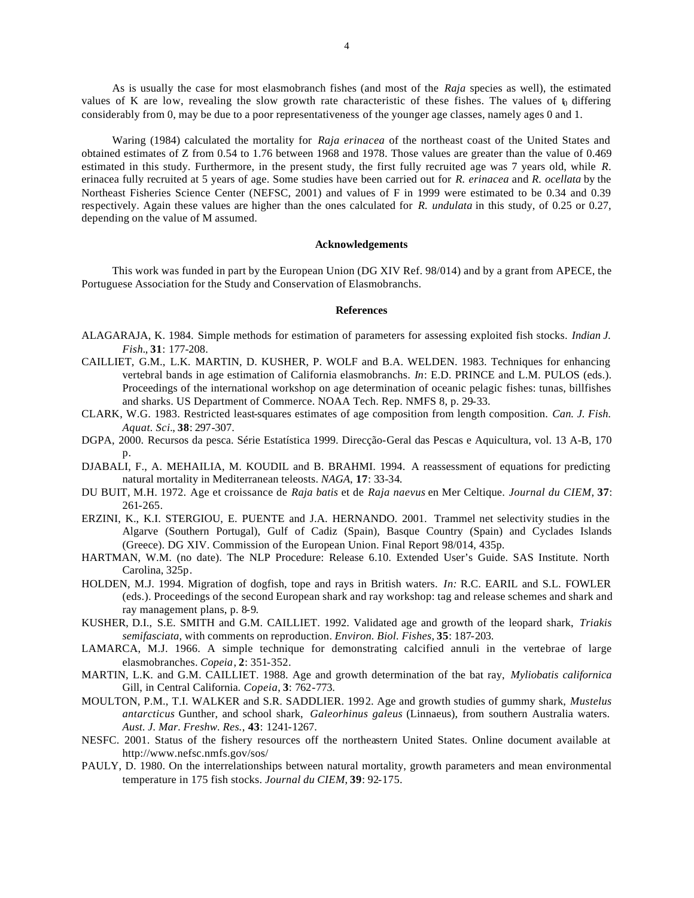As is usually the case for most elasmobranch fishes (and most of the *Raja* species as well), the estimated values of K are low, revealing the slow growth rate characteristic of these fishes. The values of $t_0$ differing considerably from 0, may be due to a poor representativeness of the younger age classes, namely ages 0 and 1.

Waring (1984) calculated the mortality for *Raja erinacea* of the northeast coast of the United States and obtained estimates of Z from 0.54 to 1.76 between 1968 and 1978. Those values are greater than the value of 0.469 estimated in this study. Furthermore, in the present study, the first fully recruited age was 7 years old, while *R.* erinacea fully recruited at 5 years of age. Some studies have been carried out for *R. erinacea* and *R. ocellata* by the Northeast Fisheries Science Center (NEFSC, 2001) and values of F in 1999 were estimated to be 0.34 and 0.39 respectively. Again these values are higher than the ones calculated for *R. undulata* in this study, of 0.25 or 0.27, depending on the value of M assumed.

## Acknowledgements

This work was funded in part by the European Union (DG XIV Ref. 98/014) and by a grant from APECE, the Portuguese Association for the Study and Conservation of Elasmobranchs.

## References

ALAGARAJA, K. 1984. Simple methods for estimation of parameters for assessing exploited fish stocks. *Indian J. Fish.*, **31**: 177-208.

CAILLIET, G.M., L.K. MARTIN, D. KUSHER, P. WOLF and B.A. WELDEN. 1983. Techniques for enhancing vertebral bands in age estimation of California elasmobranchs. *In*: E.D. PRINCE and L.M. PULOS (eds.). Proceedings of the international workshop on age determination of oceanic pelagic fishes: tunas, billfishes and sharks. US Department of Commerce. NOAA Tech. Rep. NMFS 8, p. 29-33.

CLARK, W.G. 1983. Restricted least-squares estimates of age composition from length composition. *Can. J. Fish. Aquat. Sci.*, **38**: 297-307.

DGPA, 2000. Recursos da pesca. Série Estatística 1999. Direcção-Geral das Pescas e Aquicultura, vol. 13 A-B, 170 p.

DJABALI, F., A. MEHAILIA, M. KOUDIL and B. BRAHMI. 1994. A reassessment of equations for predicting natural mortality in Mediterranean teleosts. *NAGA*, **17**: 33-34.

DU BUIT, M.H. 1972. Age et croissance de *Raja batis* et de *Raja naevus* en Mer Celtique. *Journal du CIEM*, **37**: 261-265.

ERZINI, K., K.I. STERGIOU, E. PUENTE and J.A. HERNANDO. 2001. Trammel net selectivity studies in the Algarve (Southern Portugal), Gulf of Cadiz (Spain), Basque Country (Spain) and Cyclades Islands (Greece). DG XIV. Commission of the European Union. Final Report 98/014, 435p.

HARTMAN, W.M. (no date). The NLP Procedure: Release 6.10. Extended User's Guide. SAS Institute. North Carolina, 325p.

HOLDEN, M.J. 1994. Migration of dogfish, tope and rays in British waters. *In:* R.C. EARIL and S.L. FOWLER (eds.). Proceedings of the second European shark and ray workshop: tag and release schemes and shark and ray management plans, p. 8-9.

KUSHER, D.I., S.E. SMITH and G.M. CAILLIET. 1992. Validated age and growth of the leopard shark, *Triakis semifasciata*, with comments on reproduction. *Environ. Biol. Fishes*, **35**: 187-203.

LAMARCA, M.J. 1966. A simple technique for demonstrating calcified annuli in the vertebrae of large elasmobranches. *Copeia*, **2**: 351-352.

MARTIN, L.K. and G.M. CAILLIET. 1988. Age and growth determination of the bat ray, *Myliobatis californica* Gill, in Central California. *Copeia*, **3**: 762-773.

MOULTON, P.M., T.I. WALKER and S.R. SADDLIER. 1992. Age and growth studies of gummy shark, *Mustelus antarcticus* Gunther, and school shark, *Galeorhinus galeus* (Linnaeus), from southern Australia waters. *Aust. J. Mar. Freshw. Res.*, **43**: 1241-1267.

NESFC. 2001. Status of the fishery resources off the northeastern United States. Online document available at http://www.nefsc.nmfs.gov/sos/

PAULY, D. 1980. On the interrelationships between natural mortality, growth parameters and mean environmental temperature in 175 fish stocks. *Journal du CIEM*, **39**: 92-175.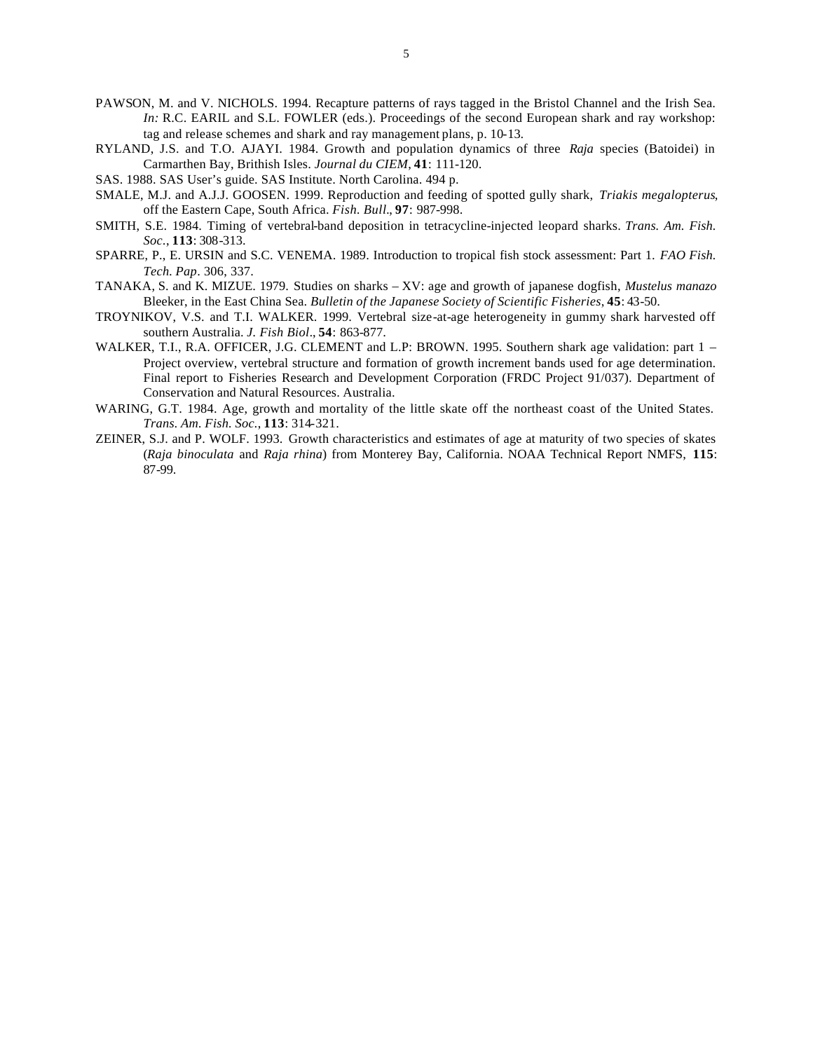PAWSON, M. and V. NICHOLS. 1994. Recapture patterns of rays tagged in the Bristol Channel and the Irish Sea. *In:* R.C. EARIL and S.L. FOWLER (eds.). Proceedings of the second European shark and ray workshop: tag and release schemes and shark and ray management plans, p. 10-13.

RYLAND, J.S. and T.O. AJAYI. 1984. Growth and population dynamics of three *Raja* species (Batoidei) in Carmarthen Bay, Brithish Isles. *Journal du CIEM*, **41**: 111-120.

SAS. 1988. SAS User's guide. SAS Institute. North Carolina. 494 p.

SMALE, M.J. and A.J.J. GOOSEN. 1999. Reproduction and feeding of spotted gully shark, *Triakis megalopterus*, off the Eastern Cape, South Africa. *Fish. Bull.*, **97**: 987-998.

SMITH, S.E. 1984. Timing of vertebral-band deposition in tetracycline-injected leopard sharks. *Trans. Am. Fish. Soc.*, **113**: 308-313.

SPARRE, P., E. URSIN and S.C. VENEMA. 1989. Introduction to tropical fish stock assessment: Part 1. *FAO Fish. Tech. Pap*. 306, 337.

TANAKA, S. and K. MIZUE. 1979. Studies on sharks – XV: age and growth of japanese dogfish, *Mustelus manazo* Bleeker, in the East China Sea. *Bulletin of the Japanese Society of Scientific Fisheries*, **45**: 43-50.

TROYNIKOV, V.S. and T.I. WALKER. 1999. Vertebral size-at-age heterogeneity in gummy shark harvested off southern Australia. *J. Fish Biol.*, **54**: 863-877.

WALKER, T.I., R.A. OFFICER, J.G. CLEMENT and L.P: BROWN. 1995. Southern shark age validation: part 1 – Project overview, vertebral structure and formation of growth increment bands used for age determination. Final report to Fisheries Research and Development Corporation (FRDC Project 91/037). Department of Conservation and Natural Resources. Australia.

WARING, G.T. 1984. Age, growth and mortality of the little skate off the northeast coast of the United States. *Trans. Am. Fish. Soc.*, **113**: 314-321.

ZEINER, S.J. and P. WOLF. 1993. Growth characteristics and estimates of age at maturity of two species of skates (*Raja binoculata* and *Raja rhina*) from Monterey Bay, California. NOAA Technical Report NMFS, **115**: 87-99.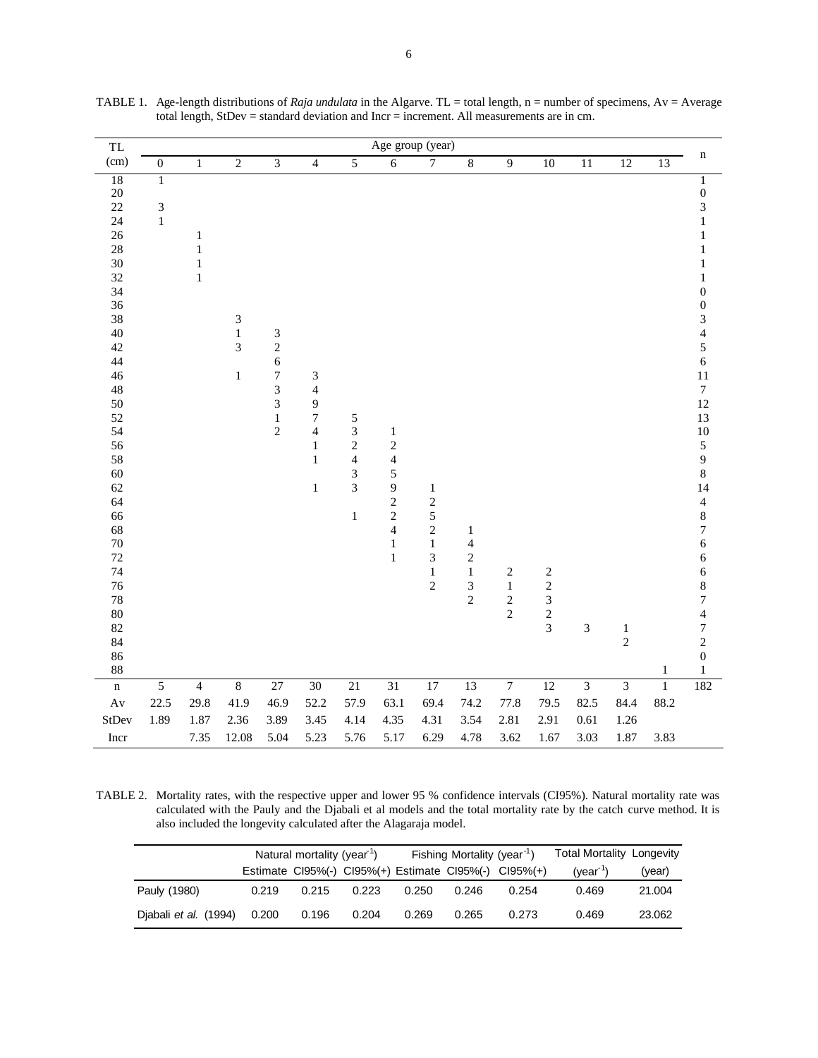TABLE 1. Age-length distributions of *Raja undulata* in the Algarve. TL = total length, n = number of specimens, Av = Average total length, StDev = standard deviation and Incr = increment. All measurements are in cm.

| TL (cm) | Age group (year) | | | | | | | | | | | | | | n |
|---|---|---|---|---|---|---|---|---|---|---|---|---|---|---|---|
| | 0 | 1 | 2 | 3 | 4 | 5 | 6 | 7 | 8 | 9 | 10 | 11 | 12 | 13 | |
| 18 | 1 | | | | | | | | | | | | | | 1 |
| 20 | | | | | | | | | | | | | | | 0 |
| 22 | 3 | | | | | | | | | | | | | | 3 |
| 24 | 1 | | | | | | | | | | | | | | 1 |
| 26 | | 1 | | | | | | | | | | | | | 1 |
| 28 | | 1 | | | | | | | | | | | | | 1 |
| 30 | | 1 | | | | | | | | | | | | | 1 |
| 32 | | 1 | | | | | | | | | | | | | 1 |
| 34 | | | | | | | | | | | | | | | 0 |
| 36 | | | | | | | | | | | | | | | 0 |
| 38 | | | 3 | | | | | | | | | | | | 3 |
| 40 | | | 1 | 3 | | | | | | | | | | | 4 |
| 42 | | | 3 | 2 | | | | | | | | | | | 5 |
| 44 | | | | 6 | | | | | | | | | | | 6 |
| 46 | | | 1 | 7 | 3 | | | | | | | | | | 11 |
| 48 | | | | 3 | 4 | | | | | | | | | | 7 |
| 50 | | | | 3 | 9 | | | | | | | | | | 12 |
| 52 | | | | 1 | 7 | 5 | | | | | | | | | 13 |
| 54 | | | | 2 | 4 | 3 | 1 | | | | | | | | 10 |
| 56 | | | | | 1 | 2 | 2 | | | | | | | | 5 |
| 58 | | | | | 1 | 4 | 4 | | | | | | | | 9 |
| 60 | | | | | | 3 | 5 | | | | | | | | 8 |
| 62 | | | | | 1 | 3 | 9 | 1 | | | | | | | 14 |
| 64 | | | | | | | 2 | 2 | | | | | | | 4 |
| 66 | | | | | | 1 | 2 | 5 | | | | | | | 8 |
| 68 | | | | | | | 4 | 2 | 1 | | | | | | 7 |
| 70 | | | | | | | 1 | 1 | 4 | | | | | | 6 |
| 72 | | | | | | | 1 | 3 | 2 | | | | | | 6 |
| 74 | | | | | | | | 1 | 1 | 2 | 2 | | | | 6 |
| 76 | | | | | | | | 2 | 3 | 1 | 2 | | | | 8 |
| 78 | | | | | | | | | 2 | 2 | 3 | | | | 7 |
| 80 | | | | | | | | | | 2 | 2 | | | | 4 |
| 82 | | | | | | | | | | | 3 | 3 | 1 | | 7 |
| 84 | | | | | | | | | | | | | 2 | | 2 |
| 86 | | | | | | | | | | | | | | | 0 |
| 88 | | | | | | | | | | | | | | 1 | 1 |
| n | 5 | 4 | 8 | 27 | 30 | 21 | 31 | 17 | 13 | 7 | 12 | 3 | 3 | 1 | 182 |
| Av | 22.5 | 29.8 | 41.9 | 46.9 | 52.2 | 57.9 | 63.1 | 69.4 | 74.2 | 77.8 | 79.5 | 82.5 | 84.4 | 88.2 | |
| StDev | 1.89 | 1.87 | 2.36 | 3.89 | 3.45 | 4.14 | 4.35 | 4.31 | 3.54 | 2.81 | 2.91 | 0.61 | 1.26 | | |
| Incr | | 7.35 | 12.08 | 5.04 | 5.23 | 5.76 | 5.17 | 6.29 | 4.78 | 3.62 | 1.67 | 3.03 | 1.87 | 3.83 | |

TABLE 2. Mortality rates, with the respective upper and lower 95 % confidence intervals (CI95%). Natural mortality rate was calculated with the Pauly and the Djabali et al models and the total mortality rate by the catch curve method. It is also included the longevity calculated after the Alagaraja model.

| | Natural mortality (year$^{-1}$) | | | Fishing Mortality (year$^{-1}$) | | | Total Mortality | Longevity |
|---|---|---|---|---|---|---|---|---|
| | Estimate | CI95%(-) | CI95%(+) | Estimate | CI95%(-) | CI95%(+) | (year$^{-1}$) | (year) |
| Pauly (1980) | 0.219 | 0.215 | 0.223 | 0.250 | 0.246 | 0.254 | 0.469 | 21.004 |
| Djabali *et al.* (1994) | 0.200 | 0.196 | 0.204 | 0.269 | 0.265 | 0.273 | 0.469 | 23.062 |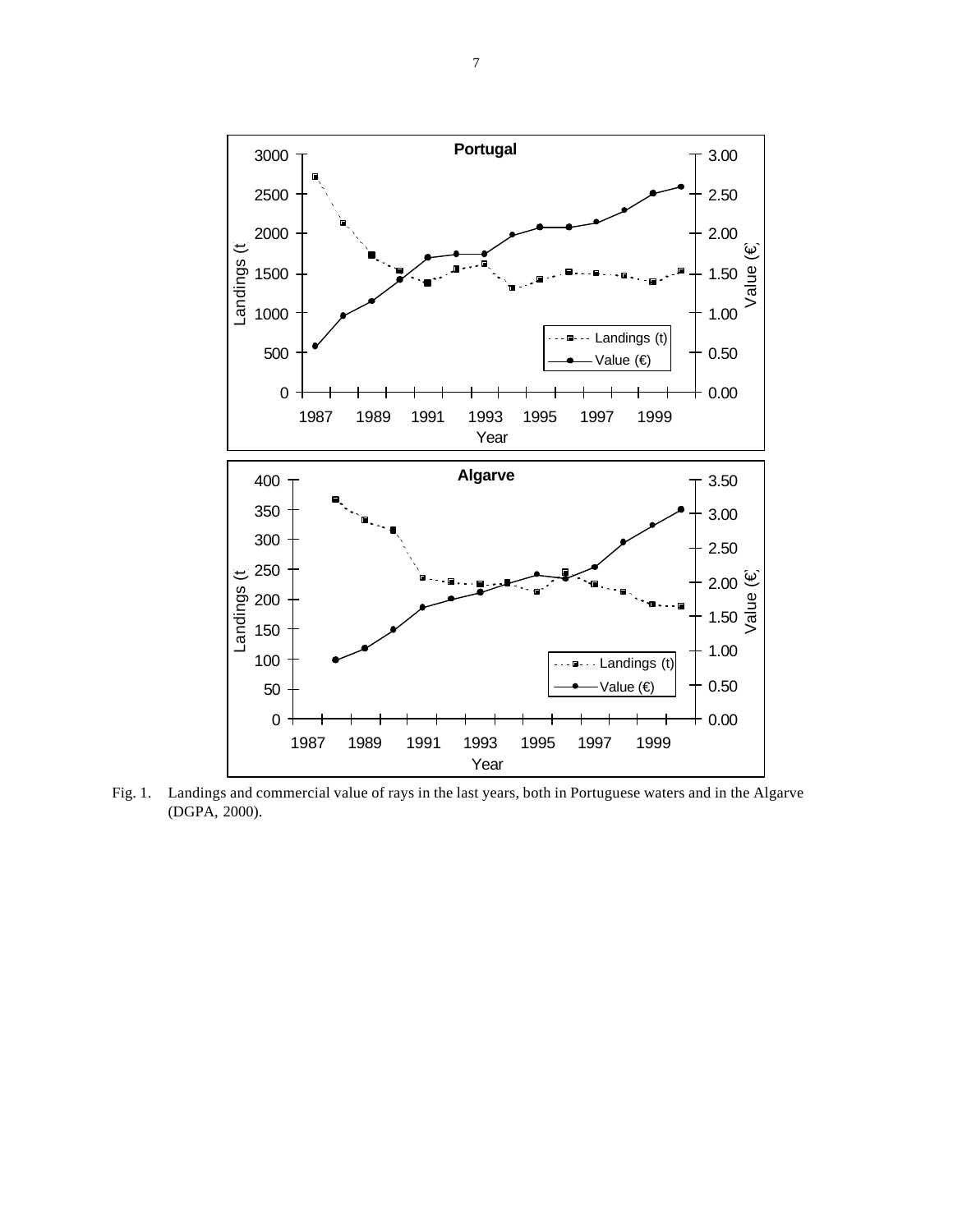Fig. 1. Landings and commercial value of rays in the last years, both in Portuguese waters and in the Algarve (DGPA, 2000).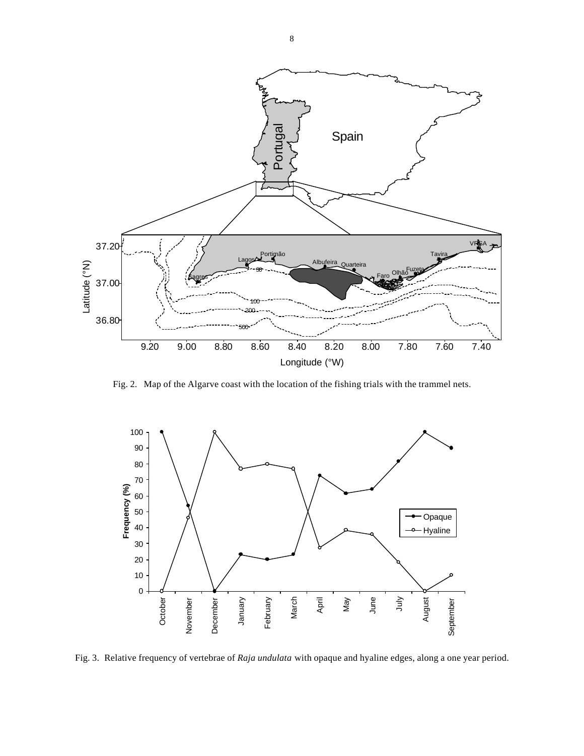Fig. 2. Map of the Algarve coast with the location of the fishing trials with the trammel nets.

Fig. 3. Relative frequency of vertebrae of *Raja undulata* with opaque and hyaline edges, along a one year period.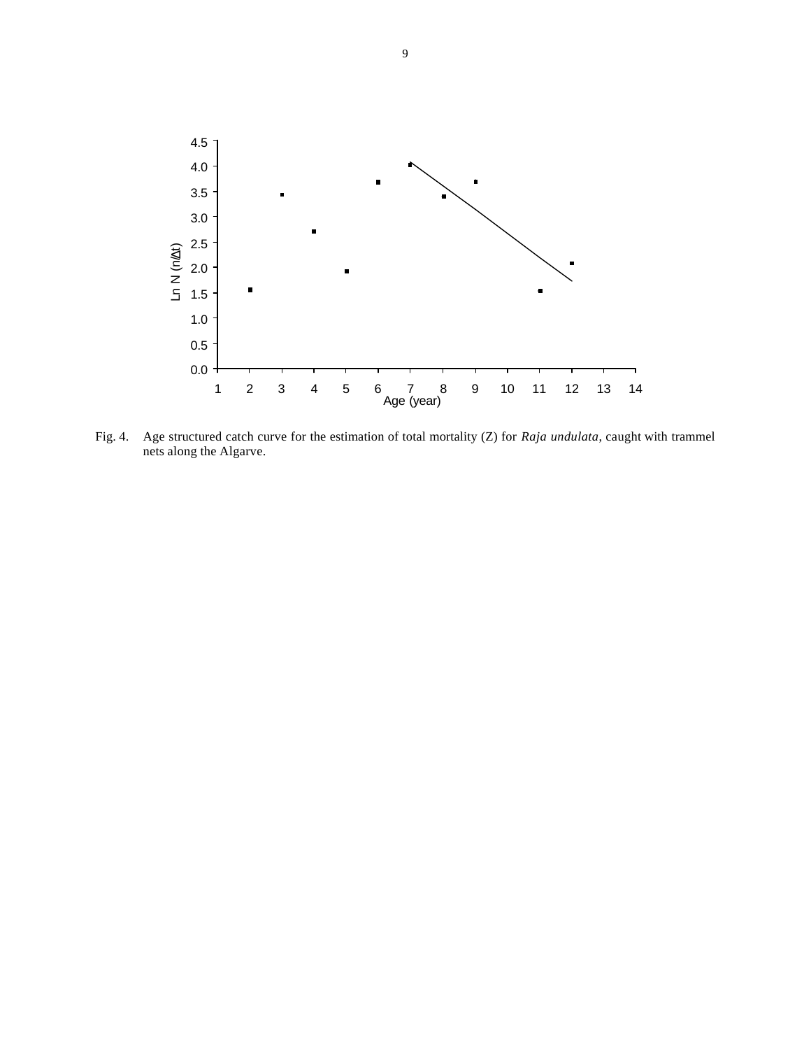4.5
4.0
3.5
3.0
2.5
2.0
1.5
1.0
0.5
0.0

Ln N (n/Δt)

1 2 3 4 5 6 7 8 9 10 11 12 13 14

Age (year)

Fig. 4. Age structured catch curve for the estimation of total mortality (Z) for *Raja undulata*, caught with trammel nets along the Algarve.